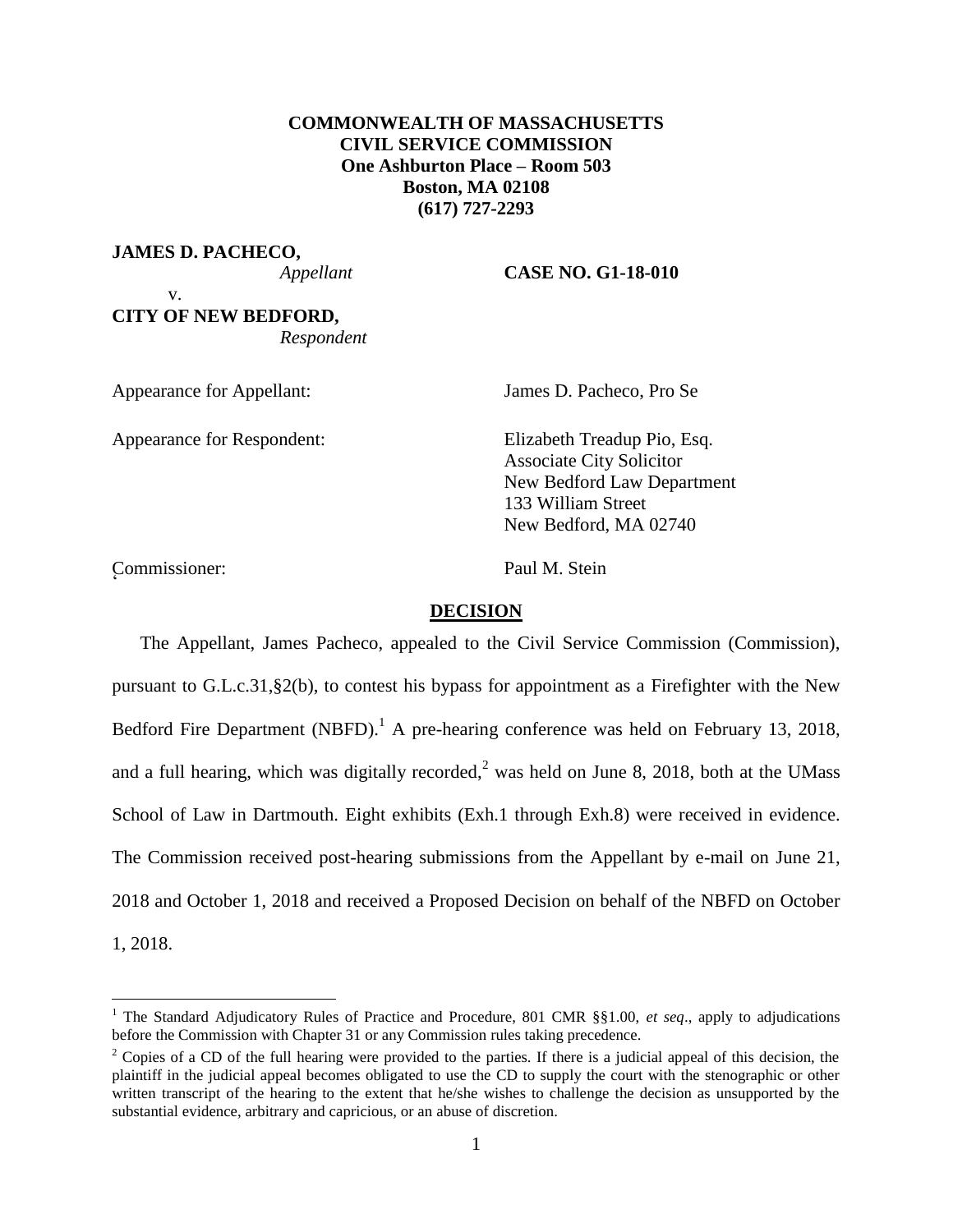**COMMONWEALTH OF MASSACHUSETTS**
**CIVIL SERVICE COMMISSION**
**One Ashburton Place – Room 503**
**Boston, MA 02108**
**(617) 727-2293**

**JAMES D. PACHECO,**
*Appellant*

v.

**CITY OF NEW BEDFORD,**
*Respondent*

**CASE NO. G1-18-010**

Appearance for Appellant: James D. Pacheco, Pro Se

Appearance for Respondent: Elizabeth Treadup Pio, Esq.
Associate City Solicitor
New Bedford Law Department
133 William Street
New Bedford, MA 02740

Commissioner: Paul M. Stein

## DECISION

The Appellant, James Pacheco, appealed to the Civil Service Commission (Commission), pursuant to G.L.c.31,§2(b), to contest his bypass for appointment as a Firefighter with the New Bedford Fire Department (NBFD).[1] A pre-hearing conference was held on February 13, 2018, and a full hearing, which was digitally recorded,[2] was held on June 8, 2018, both at the UMass School of Law in Dartmouth. Eight exhibits (Exh.1 through Exh.8) were received in evidence. The Commission received post-hearing submissions from the Appellant by e-mail on June 21, 2018 and October 1, 2018 and received a Proposed Decision on behalf of the NBFD on October 1, 2018.

---

[1] The Standard Adjudicatory Rules of Practice and Procedure, 801 CMR §§1.00, *et seq*., apply to adjudications before the Commission with Chapter 31 or any Commission rules taking precedence.

[2] Copies of a CD of the full hearing were provided to the parties. If there is a judicial appeal of this decision, the plaintiff in the judicial appeal becomes obligated to use the CD to supply the court with the stenographic or other written transcript of the hearing to the extent that he/she wishes to challenge the decision as unsupported by the substantial evidence, arbitrary and capricious, or an abuse of discretion.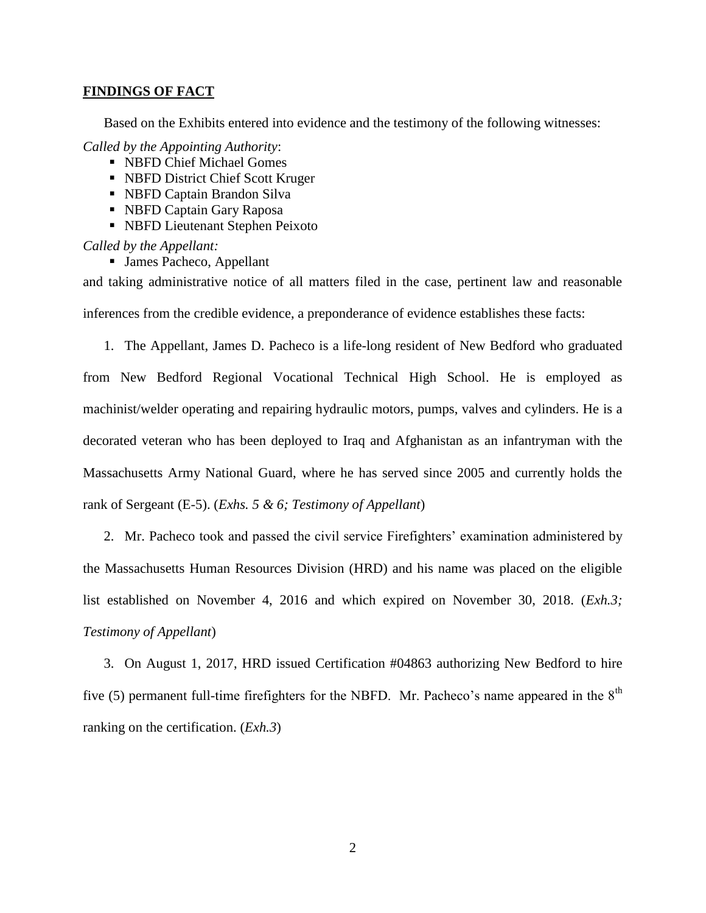## **FINDINGS OF FACT**

Based on the Exhibits entered into evidence and the testimony of the following witnesses:

*Called by the Appointing Authority*:

- NBFD Chief Michael Gomes
- NBFD District Chief Scott Kruger
- NBFD Captain Brandon Silva
- NBFD Captain Gary Raposa
- NBFD Lieutenant Stephen Peixoto

*Called by the Appellant:*

- James Pacheco, Appellant

and taking administrative notice of all matters filed in the case, pertinent law and reasonable inferences from the credible evidence, a preponderance of evidence establishes these facts:

1. The Appellant, James D. Pacheco is a life-long resident of New Bedford who graduated from New Bedford Regional Vocational Technical High School. He is employed as machinist/welder operating and repairing hydraulic motors, pumps, valves and cylinders. He is a decorated veteran who has been deployed to Iraq and Afghanistan as an infantryman with the Massachusetts Army National Guard, where he has served since 2005 and currently holds the rank of Sergeant (E-5). (*Exhs. 5 & 6; Testimony of Appellant*)

2. Mr. Pacheco took and passed the civil service Firefighters' examination administered by the Massachusetts Human Resources Division (HRD) and his name was placed on the eligible list established on November 4, 2016 and which expired on November 30, 2018. (*Exh.3; Testimony of Appellant*)

3. On August 1, 2017, HRD issued Certification #04863 authorizing New Bedford to hire five (5) permanent full-time firefighters for the NBFD. Mr. Pacheco's name appeared in the 8th ranking on the certification. (*Exh.3*)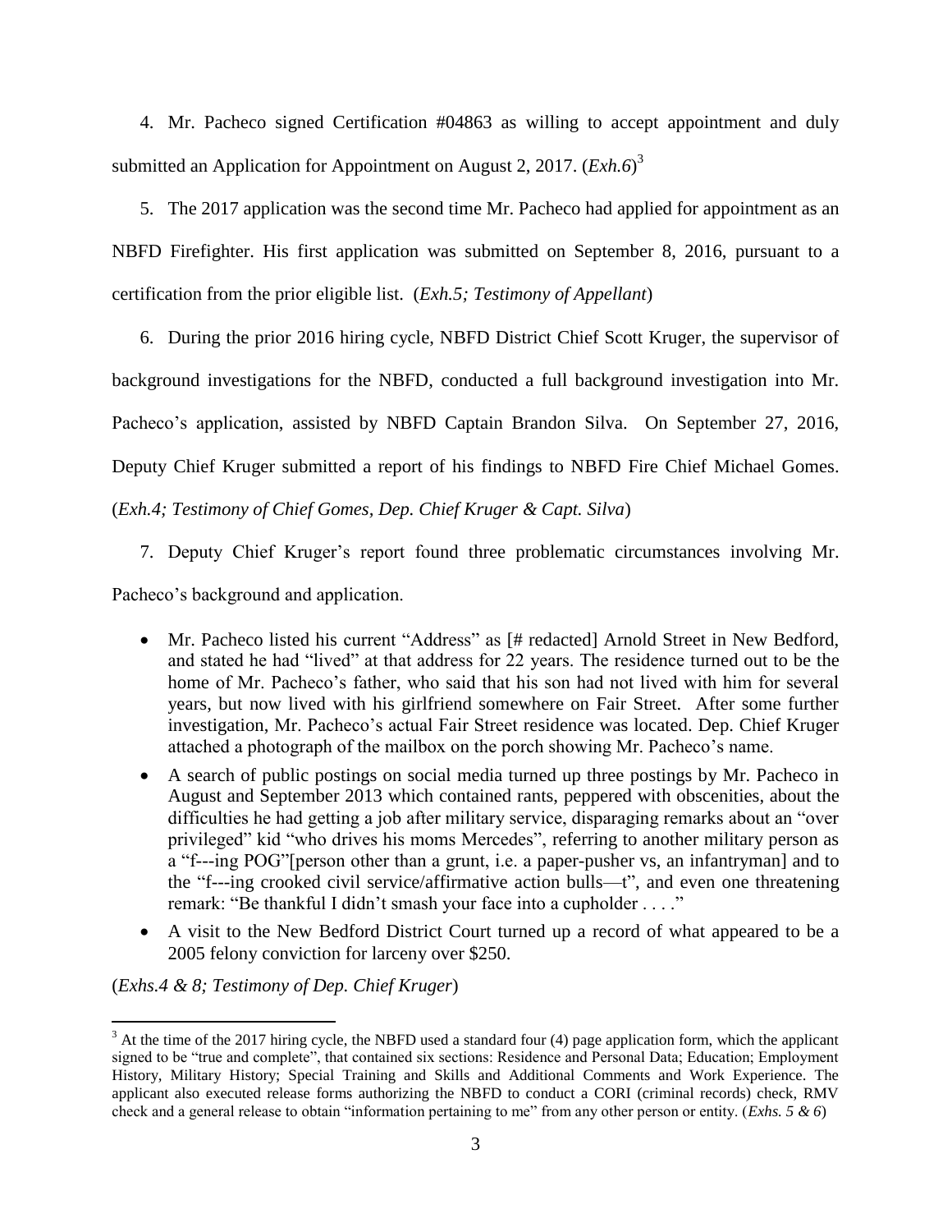4. Mr. Pacheco signed Certification #04863 as willing to accept appointment and duly submitted an Application for Appointment on August 2, 2017. (*Exh.6*)[3]

5. The 2017 application was the second time Mr. Pacheco had applied for appointment as an NBFD Firefighter. His first application was submitted on September 8, 2016, pursuant to a certification from the prior eligible list. (*Exh.5; Testimony of Appellant*)

6. During the prior 2016 hiring cycle, NBFD District Chief Scott Kruger, the supervisor of background investigations for the NBFD, conducted a full background investigation into Mr. Pacheco's application, assisted by NBFD Captain Brandon Silva. On September 27, 2016, Deputy Chief Kruger submitted a report of his findings to NBFD Fire Chief Michael Gomes. (*Exh.4; Testimony of Chief Gomes, Dep. Chief Kruger & Capt. Silva*)

7. Deputy Chief Kruger's report found three problematic circumstances involving Mr. Pacheco's background and application.

- Mr. Pacheco listed his current "Address" as [# redacted] Arnold Street in New Bedford, and stated he had "lived" at that address for 22 years. The residence turned out to be the home of Mr. Pacheco's father, who said that his son had not lived with him for several years, but now lived with his girlfriend somewhere on Fair Street. After some further investigation, Mr. Pacheco's actual Fair Street residence was located. Dep. Chief Kruger attached a photograph of the mailbox on the porch showing Mr. Pacheco's name.
- A search of public postings on social media turned up three postings by Mr. Pacheco in August and September 2013 which contained rants, peppered with obscenities, about the difficulties he had getting a job after military service, disparaging remarks about an "over privileged" kid "who drives his moms Mercedes", referring to another military person as a "f---ing POG"[person other than a grunt, i.e. a paper-pusher vs, an infantryman] and to the "f---ing crooked civil service/affirmative action bulls—t", and even one threatening remark: "Be thankful I didn't smash your face into a cupholder . . . ."
- A visit to the New Bedford District Court turned up a record of what appeared to be a 2005 felony conviction for larceny over $250.

(*Exhs.4 & 8; Testimony of Dep. Chief Kruger*)

[3] At the time of the 2017 hiring cycle, the NBFD used a standard four (4) page application form, which the applicant signed to be "true and complete", that contained six sections: Residence and Personal Data; Education; Employment History, Military History; Special Training and Skills and Additional Comments and Work Experience. The applicant also executed release forms authorizing the NBFD to conduct a CORI (criminal records) check, RMV check and a general release to obtain "information pertaining to me" from any other person or entity. (*Exhs. 5 & 6*)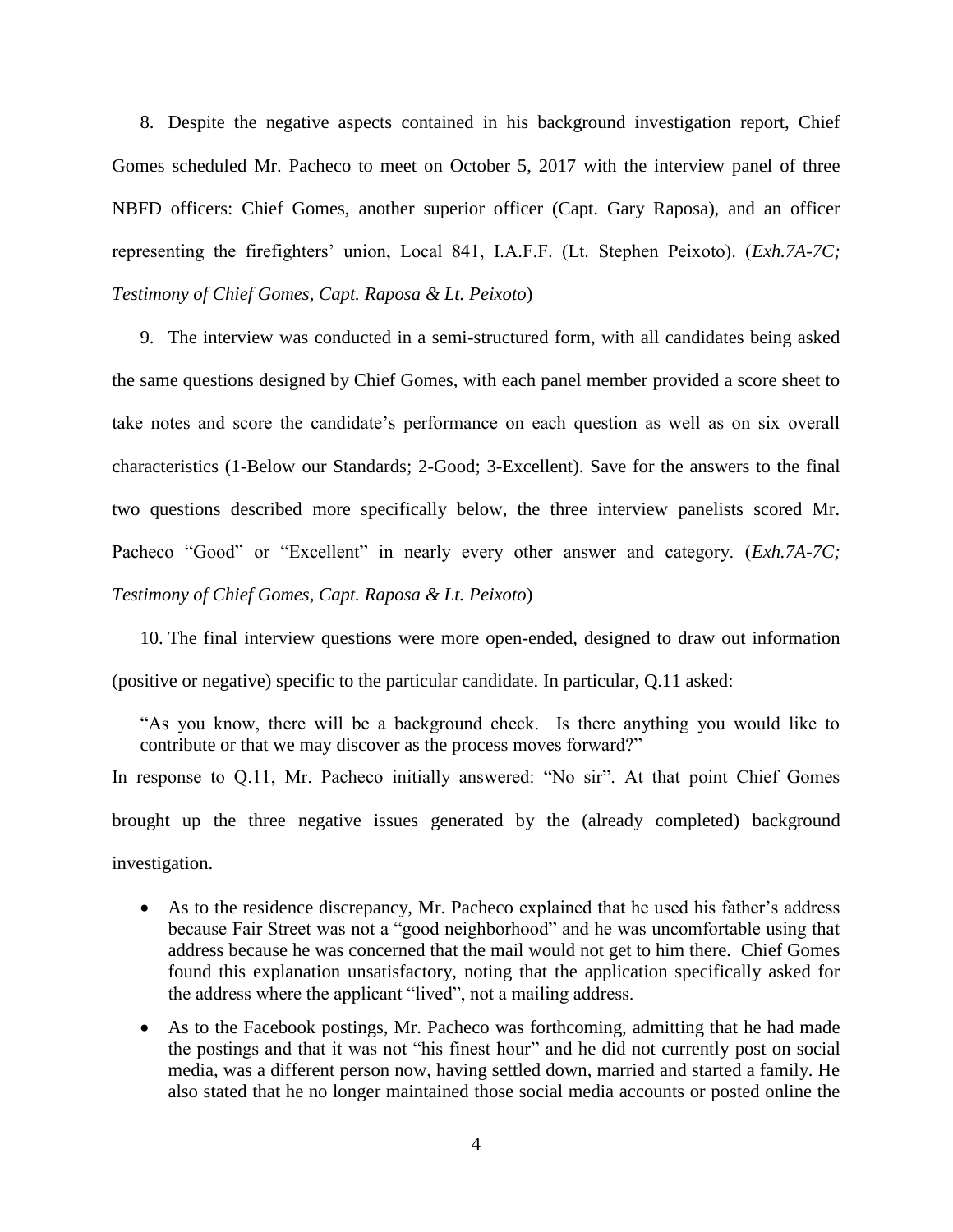8. Despite the negative aspects contained in his background investigation report, Chief Gomes scheduled Mr. Pacheco to meet on October 5, 2017 with the interview panel of three NBFD officers: Chief Gomes, another superior officer (Capt. Gary Raposa), and an officer representing the firefighters' union, Local 841, I.A.F.F. (Lt. Stephen Peixoto). (*Exh.7A-7C; Testimony of Chief Gomes, Capt. Raposa & Lt. Peixoto*)

9. The interview was conducted in a semi-structured form, with all candidates being asked the same questions designed by Chief Gomes, with each panel member provided a score sheet to take notes and score the candidate's performance on each question as well as on six overall characteristics (1-Below our Standards; 2-Good; 3-Excellent). Save for the answers to the final two questions described more specifically below, the three interview panelists scored Mr. Pacheco "Good" or "Excellent" in nearly every other answer and category. (*Exh.7A-7C; Testimony of Chief Gomes, Capt. Raposa & Lt. Peixoto*)

10. The final interview questions were more open-ended, designed to draw out information (positive or negative) specific to the particular candidate. In particular, Q.11 asked:

> "As you know, there will be a background check. Is there anything you would like to contribute or that we may discover as the process moves forward?"

In response to Q.11, Mr. Pacheco initially answered: "No sir". At that point Chief Gomes brought up the three negative issues generated by the (already completed) background investigation.

- As to the residence discrepancy, Mr. Pacheco explained that he used his father's address because Fair Street was not a "good neighborhood" and he was uncomfortable using that address because he was concerned that the mail would not get to him there. Chief Gomes found this explanation unsatisfactory, noting that the application specifically asked for the address where the applicant "lived", not a mailing address.
- As to the Facebook postings, Mr. Pacheco was forthcoming, admitting that he had made the postings and that it was not "his finest hour" and he did not currently post on social media, was a different person now, having settled down, married and started a family. He also stated that he no longer maintained those social media accounts or posted online the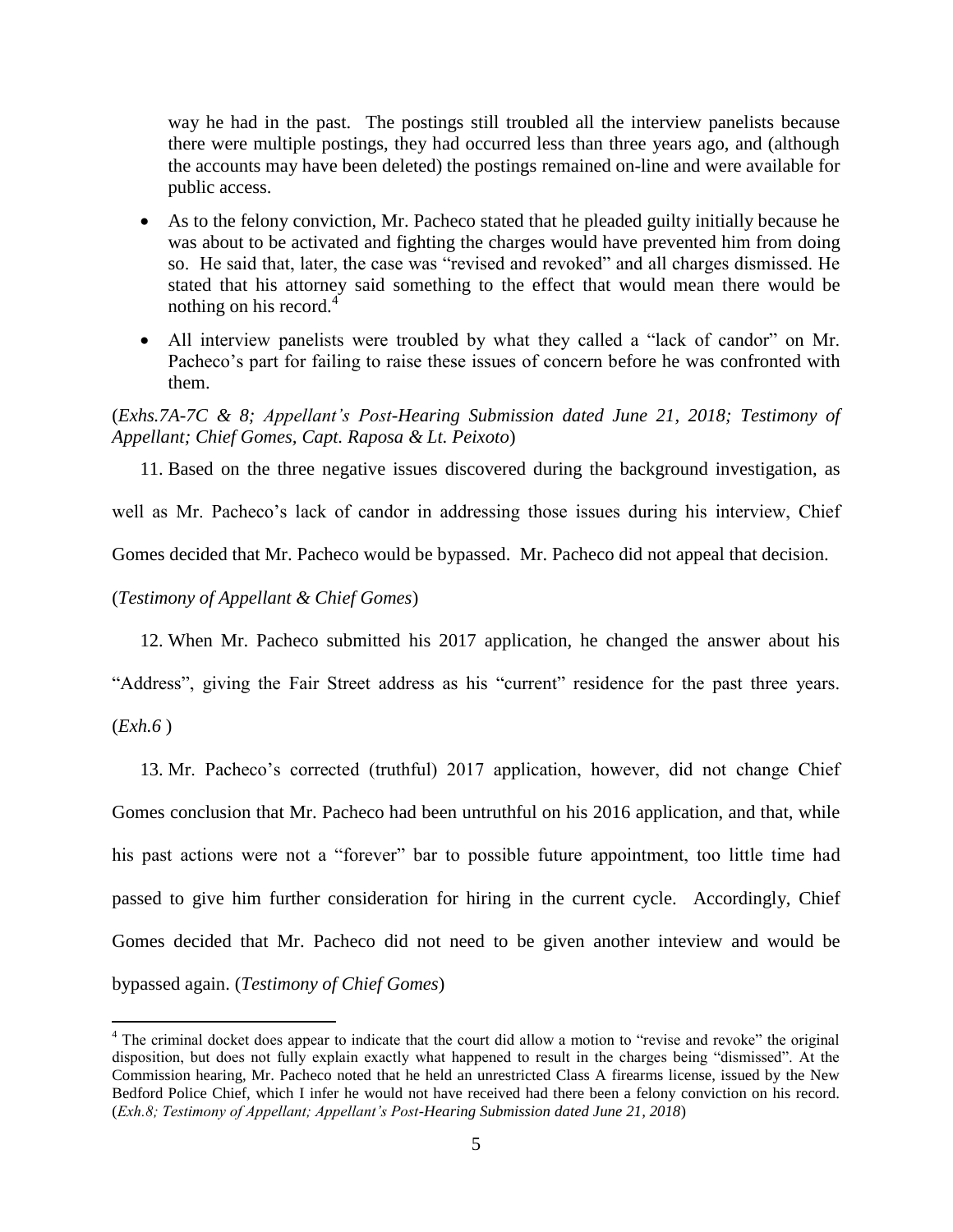way he had in the past. The postings still troubled all the interview panelists because there were multiple postings, they had occurred less than three years ago, and (although the accounts may have been deleted) the postings remained on-line and were available for public access.

- As to the felony conviction, Mr. Pacheco stated that he pleaded guilty initially because he was about to be activated and fighting the charges would have prevented him from doing so. He said that, later, the case was "revised and revoked" and all charges dismissed. He stated that his attorney said something to the effect that would mean there would be nothing on his record.[4]
- All interview panelists were troubled by what they called a "lack of candor" on Mr. Pacheco's part for failing to raise these issues of concern before he was confronted with them.

(*Exhs.7A-7C & 8; Appellant's Post-Hearing Submission dated June 21, 2018; Testimony of Appellant; Chief Gomes, Capt. Raposa & Lt. Peixoto*)

11. Based on the three negative issues discovered during the background investigation, as well as Mr. Pacheco's lack of candor in addressing those issues during his interview, Chief Gomes decided that Mr. Pacheco would be bypassed. Mr. Pacheco did not appeal that decision.

(*Testimony of Appellant & Chief Gomes*)

12. When Mr. Pacheco submitted his 2017 application, he changed the answer about his "Address", giving the Fair Street address as his "current" residence for the past three years. (*Exh.6* )

13. Mr. Pacheco's corrected (truthful) 2017 application, however, did not change Chief Gomes conclusion that Mr. Pacheco had been untruthful on his 2016 application, and that, while his past actions were not a "forever" bar to possible future appointment, too little time had passed to give him further consideration for hiring in the current cycle. Accordingly, Chief Gomes decided that Mr. Pacheco did not need to be given another inteview and would be bypassed again. (*Testimony of Chief Gomes*)

---

[4] The criminal docket does appear to indicate that the court did allow a motion to "revise and revoke" the original disposition, but does not fully explain exactly what happened to result in the charges being "dismissed". At the Commission hearing, Mr. Pacheco noted that he held an unrestricted Class A firearms license, issued by the New Bedford Police Chief, which I infer he would not have received had there been a felony conviction on his record. (*Exh.8; Testimony of Appellant; Appellant's Post-Hearing Submission dated June 21, 2018*)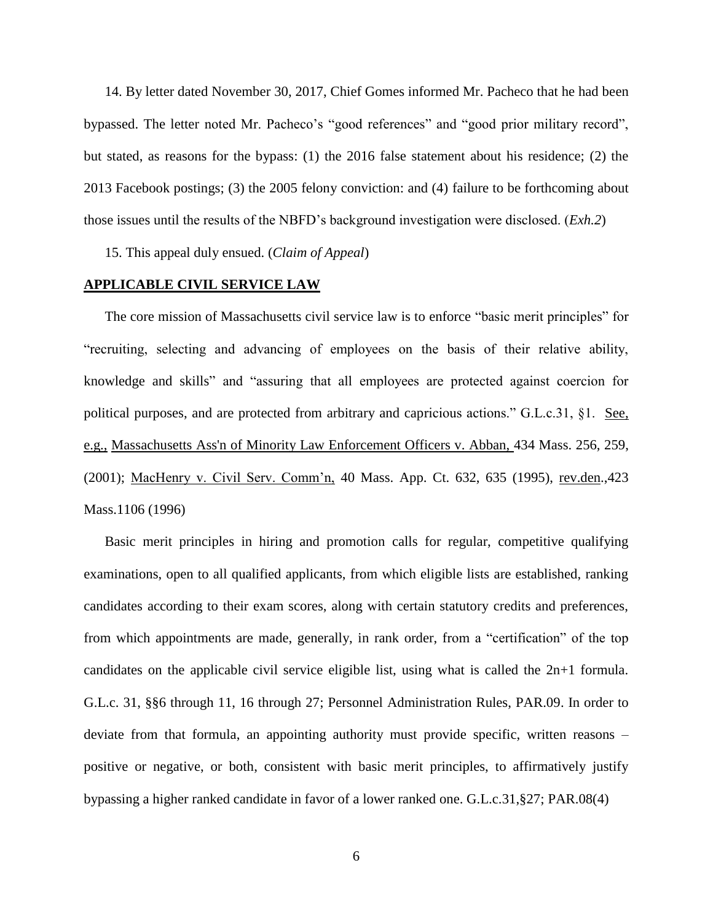14. By letter dated November 30, 2017, Chief Gomes informed Mr. Pacheco that he had been bypassed. The letter noted Mr. Pacheco's "good references" and "good prior military record", but stated, as reasons for the bypass: (1) the 2016 false statement about his residence; (2) the 2013 Facebook postings; (3) the 2005 felony conviction: and (4) failure to be forthcoming about those issues until the results of the NBFD's background investigation were disclosed. (*Exh.2*)

15. This appeal duly ensued. (*Claim of Appeal*)

## APPLICABLE CIVIL SERVICE LAW

The core mission of Massachusetts civil service law is to enforce "basic merit principles" for "recruiting, selecting and advancing of employees on the basis of their relative ability, knowledge and skills" and "assuring that all employees are protected against coercion for political purposes, and are protected from arbitrary and capricious actions." G.L.c.31, §1. See, e.g., Massachusetts Ass'n of Minority Law Enforcement Officers v. Abban, 434 Mass. 256, 259, (2001); MacHenry v. Civil Serv. Comm'n, 40 Mass. App. Ct. 632, 635 (1995), rev.den.,423 Mass.1106 (1996)

Basic merit principles in hiring and promotion calls for regular, competitive qualifying examinations, open to all qualified applicants, from which eligible lists are established, ranking candidates according to their exam scores, along with certain statutory credits and preferences, from which appointments are made, generally, in rank order, from a "certification" of the top candidates on the applicable civil service eligible list, using what is called the 2n+1 formula. G.L.c. 31, §§6 through 11, 16 through 27; Personnel Administration Rules, PAR.09. In order to deviate from that formula, an appointing authority must provide specific, written reasons – positive or negative, or both, consistent with basic merit principles, to affirmatively justify bypassing a higher ranked candidate in favor of a lower ranked one. G.L.c.31,§27; PAR.08(4)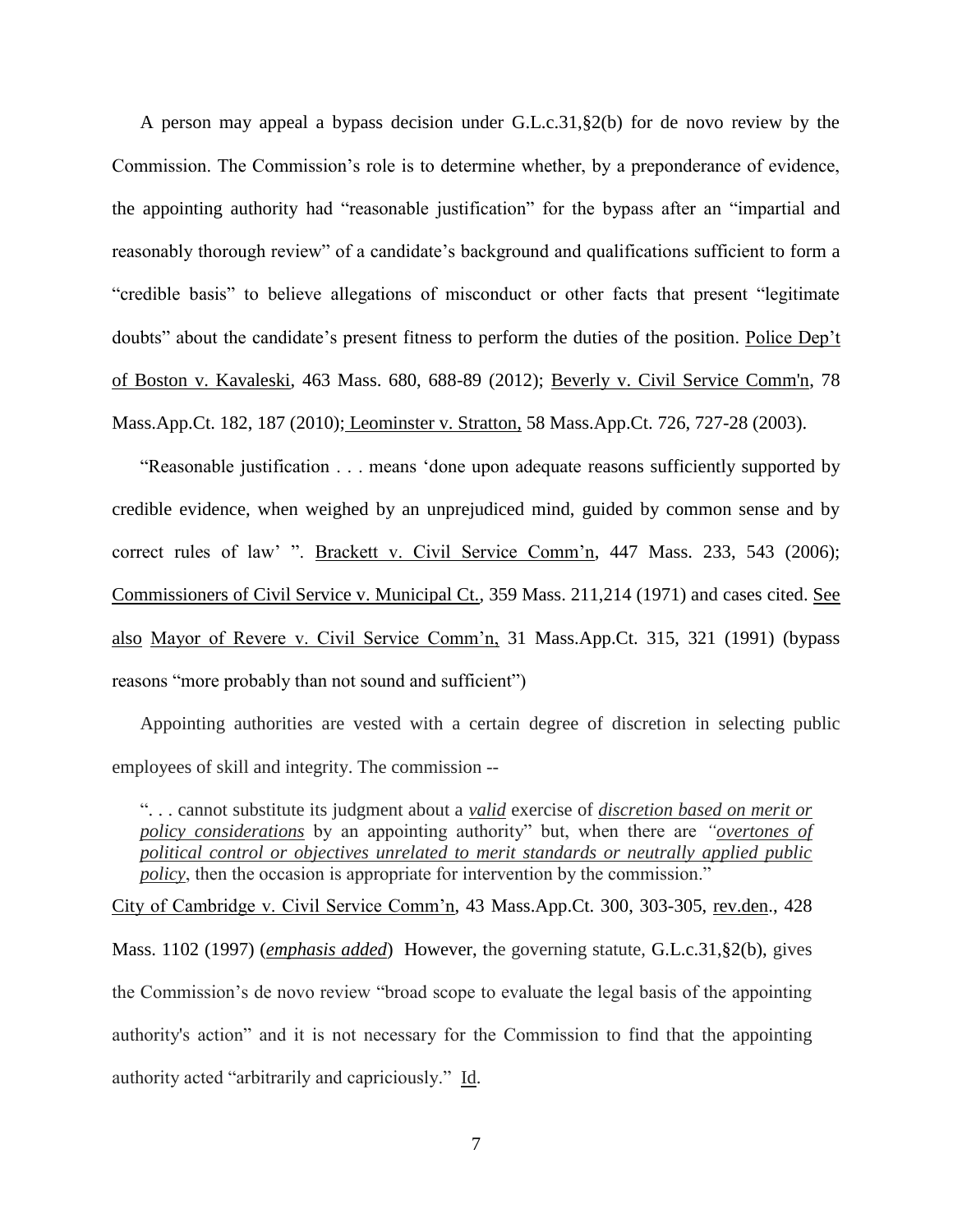A person may appeal a bypass decision under G.L.c.31,§2(b) for de novo review by the Commission. The Commission's role is to determine whether, by a preponderance of evidence, the appointing authority had "reasonable justification" for the bypass after an "impartial and reasonably thorough review" of a candidate's background and qualifications sufficient to form a "credible basis" to believe allegations of misconduct or other facts that present "legitimate doubts" about the candidate's present fitness to perform the duties of the position. Police Dep't of Boston v. Kavaleski, 463 Mass. 680, 688-89 (2012); Beverly v. Civil Service Comm'n, 78 Mass.App.Ct. 182, 187 (2010); Leominster v. Stratton, 58 Mass.App.Ct. 726, 727-28 (2003).

"Reasonable justification . . . means 'done upon adequate reasons sufficiently supported by credible evidence, when weighed by an unprejudiced mind, guided by common sense and by correct rules of law' ". Brackett v. Civil Service Comm'n, 447 Mass. 233, 543 (2006); Commissioners of Civil Service v. Municipal Ct., 359 Mass. 211,214 (1971) and cases cited. See also Mayor of Revere v. Civil Service Comm'n, 31 Mass.App.Ct. 315, 321 (1991) (bypass reasons "more probably than not sound and sufficient")

Appointing authorities are vested with a certain degree of discretion in selecting public employees of skill and integrity. The commission --

> ". . . cannot substitute its judgment about a *valid* exercise of *discretion based on merit or policy considerations* by an appointing authority" but, when there are *"overtones of political control or objectives unrelated to merit standards or neutrally applied public policy*, then the occasion is appropriate for intervention by the commission."

City of Cambridge v. Civil Service Comm'n, 43 Mass.App.Ct. 300, 303-305, rev.den., 428 Mass. 1102 (1997) (***emphasis added***) However, the governing statute, G.L.c.31,§2(b), gives the Commission's de novo review "broad scope to evaluate the legal basis of the appointing authority's action" and it is not necessary for the Commission to find that the appointing authority acted "arbitrarily and capriciously." Id.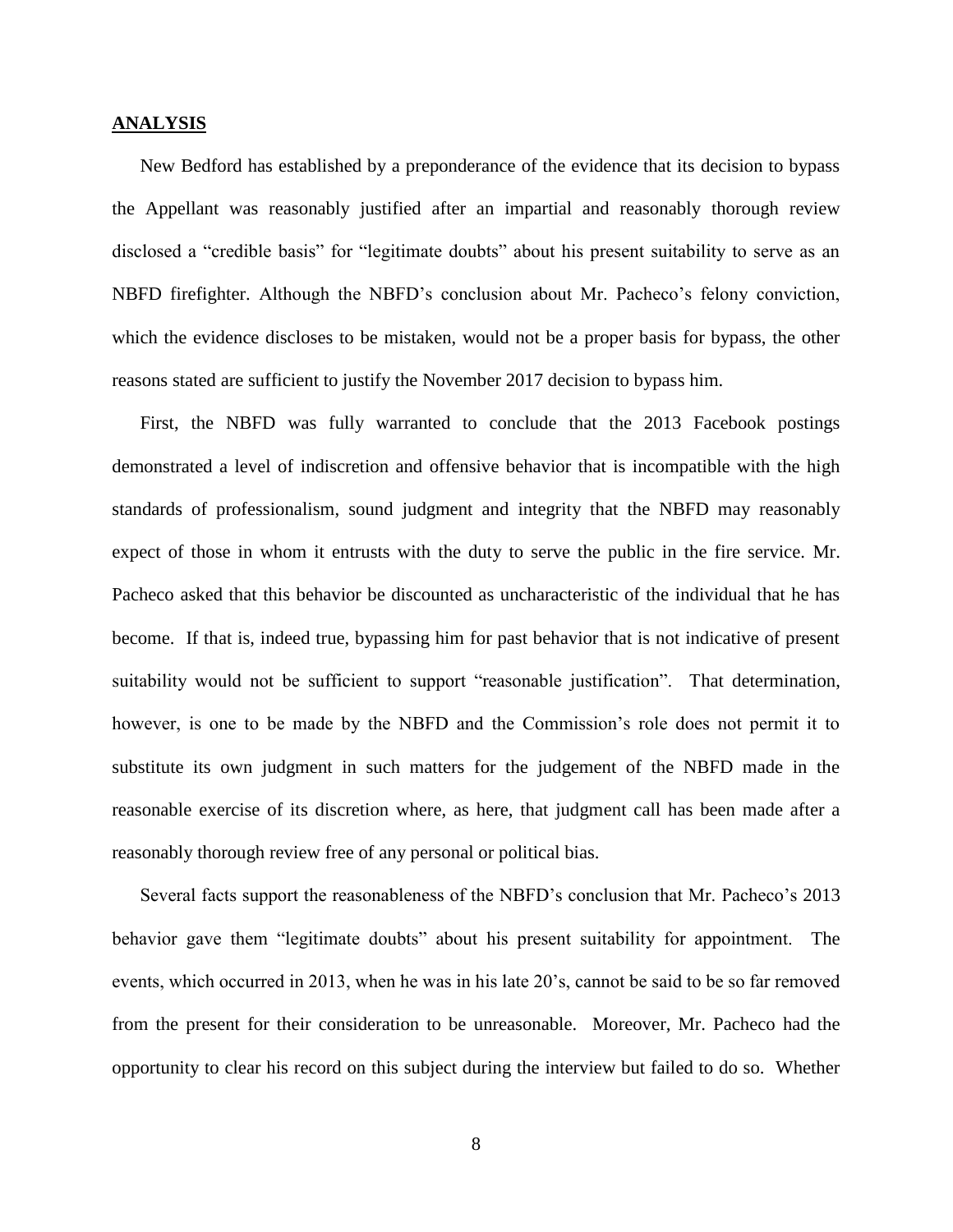## ANALYSIS

New Bedford has established by a preponderance of the evidence that its decision to bypass the Appellant was reasonably justified after an impartial and reasonably thorough review disclosed a "credible basis" for "legitimate doubts" about his present suitability to serve as an NBFD firefighter. Although the NBFD's conclusion about Mr. Pacheco's felony conviction, which the evidence discloses to be mistaken, would not be a proper basis for bypass, the other reasons stated are sufficient to justify the November 2017 decision to bypass him.

First, the NBFD was fully warranted to conclude that the 2013 Facebook postings demonstrated a level of indiscretion and offensive behavior that is incompatible with the high standards of professionalism, sound judgment and integrity that the NBFD may reasonably expect of those in whom it entrusts with the duty to serve the public in the fire service. Mr. Pacheco asked that this behavior be discounted as uncharacteristic of the individual that he has become. If that is, indeed true, bypassing him for past behavior that is not indicative of present suitability would not be sufficient to support "reasonable justification". That determination, however, is one to be made by the NBFD and the Commission's role does not permit it to substitute its own judgment in such matters for the judgement of the NBFD made in the reasonable exercise of its discretion where, as here, that judgment call has been made after a reasonably thorough review free of any personal or political bias.

Several facts support the reasonableness of the NBFD's conclusion that Mr. Pacheco's 2013 behavior gave them "legitimate doubts" about his present suitability for appointment. The events, which occurred in 2013, when he was in his late 20's, cannot be said to be so far removed from the present for their consideration to be unreasonable. Moreover, Mr. Pacheco had the opportunity to clear his record on this subject during the interview but failed to do so. Whether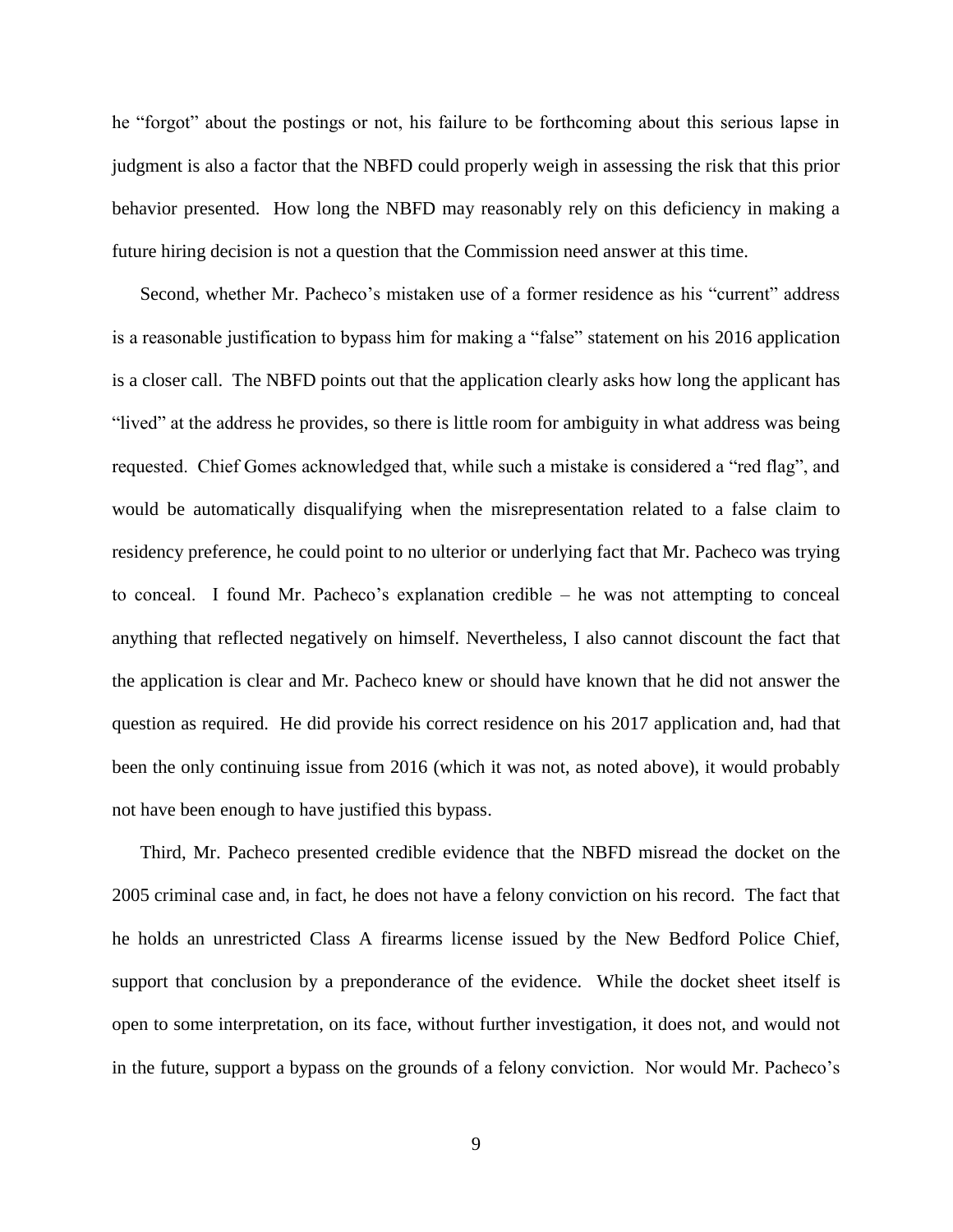he "forgot" about the postings or not, his failure to be forthcoming about this serious lapse in judgment is also a factor that the NBFD could properly weigh in assessing the risk that this prior behavior presented. How long the NBFD may reasonably rely on this deficiency in making a future hiring decision is not a question that the Commission need answer at this time.

Second, whether Mr. Pacheco's mistaken use of a former residence as his "current" address is a reasonable justification to bypass him for making a "false" statement on his 2016 application is a closer call. The NBFD points out that the application clearly asks how long the applicant has "lived" at the address he provides, so there is little room for ambiguity in what address was being requested. Chief Gomes acknowledged that, while such a mistake is considered a "red flag", and would be automatically disqualifying when the misrepresentation related to a false claim to residency preference, he could point to no ulterior or underlying fact that Mr. Pacheco was trying to conceal. I found Mr. Pacheco's explanation credible – he was not attempting to conceal anything that reflected negatively on himself. Nevertheless, I also cannot discount the fact that the application is clear and Mr. Pacheco knew or should have known that he did not answer the question as required. He did provide his correct residence on his 2017 application and, had that been the only continuing issue from 2016 (which it was not, as noted above), it would probably not have been enough to have justified this bypass.

Third, Mr. Pacheco presented credible evidence that the NBFD misread the docket on the 2005 criminal case and, in fact, he does not have a felony conviction on his record. The fact that he holds an unrestricted Class A firearms license issued by the New Bedford Police Chief, support that conclusion by a preponderance of the evidence. While the docket sheet itself is open to some interpretation, on its face, without further investigation, it does not, and would not in the future, support a bypass on the grounds of a felony conviction. Nor would Mr. Pacheco's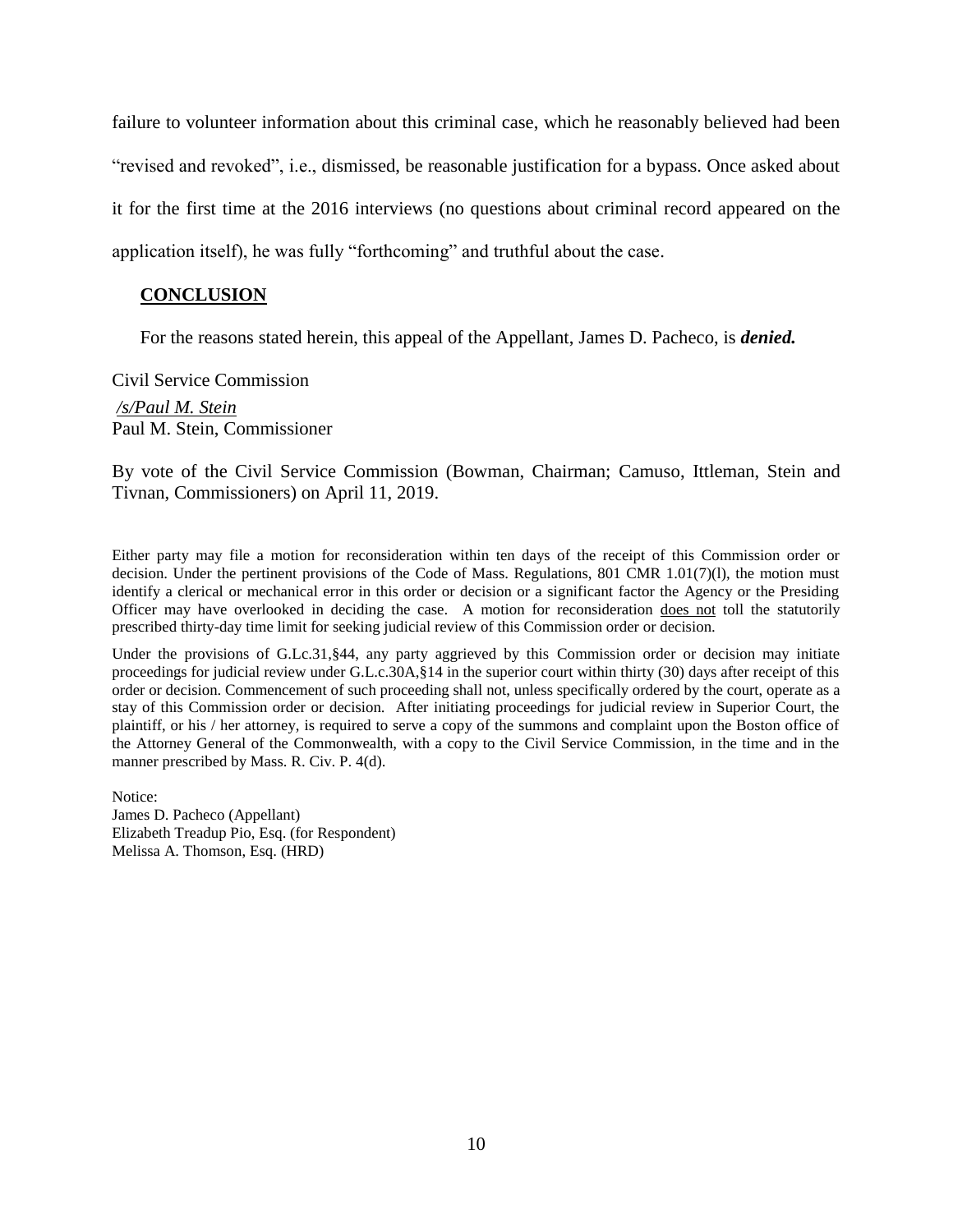failure to volunteer information about this criminal case, which he reasonably believed had been "revised and revoked", i.e., dismissed, be reasonable justification for a bypass. Once asked about it for the first time at the 2016 interviews (no questions about criminal record appeared on the application itself), he was fully "forthcoming" and truthful about the case.

## CONCLUSION

For the reasons stated herein, this appeal of the Appellant, James D. Pacheco, is ***denied.***

Civil Service Commission

*/s/Paul M. Stein*
Paul M. Stein, Commissioner

By vote of the Civil Service Commission (Bowman, Chairman; Camuso, Ittleman, Stein and Tivnan, Commissioners) on April 11, 2019.

Either party may file a motion for reconsideration within ten days of the receipt of this Commission order or decision. Under the pertinent provisions of the Code of Mass. Regulations, 801 CMR 1.01(7)(l), the motion must identify a clerical or mechanical error in this order or decision or a significant factor the Agency or the Presiding Officer may have overlooked in deciding the case. A motion for reconsideration does not toll the statutorily prescribed thirty-day time limit for seeking judicial review of this Commission order or decision.

Under the provisions of G.L.c.31,§44, any party aggrieved by this Commission order or decision may initiate proceedings for judicial review under G.L.c.30A,§14 in the superior court within thirty (30) days after receipt of this order or decision. Commencement of such proceeding shall not, unless specifically ordered by the court, operate as a stay of this Commission order or decision. After initiating proceedings for judicial review in Superior Court, the plaintiff, or his / her attorney, is required to serve a copy of the summons and complaint upon the Boston office of the Attorney General of the Commonwealth, with a copy to the Civil Service Commission, in the time and in the manner prescribed by Mass. R. Civ. P. 4(d).

Notice:
James D. Pacheco (Appellant)
Elizabeth Treadup Pio, Esq. (for Respondent)
Melissa A. Thomson, Esq. (HRD)